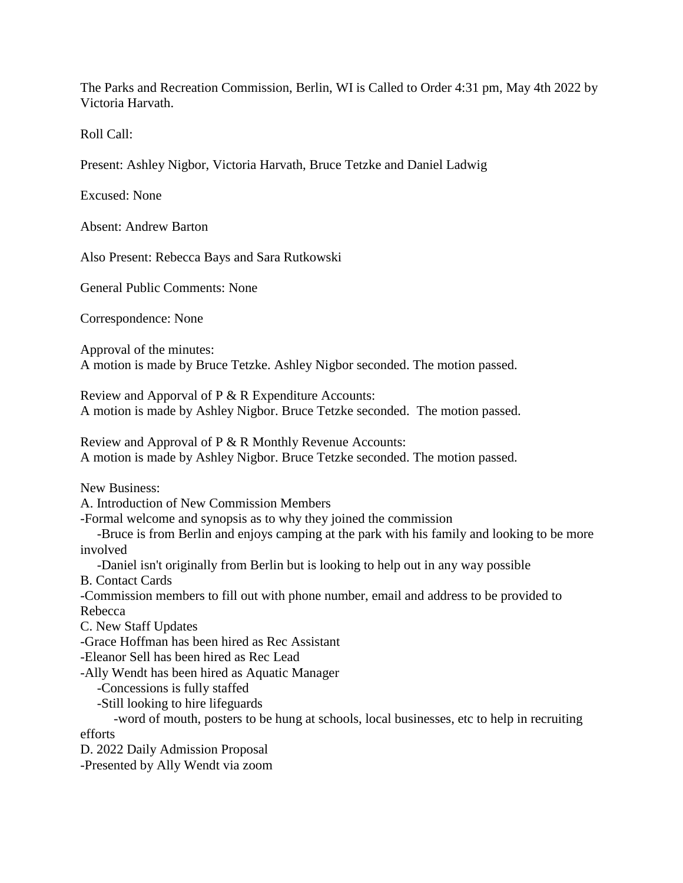The Parks and Recreation Commission, Berlin, WI is Called to Order 4:31 pm, May 4th 2022 by Victoria Harvath.

Roll Call:

Present: Ashley Nigbor, Victoria Harvath, Bruce Tetzke and Daniel Ladwig

Excused: None

Absent: Andrew Barton

Also Present: Rebecca Bays and Sara Rutkowski

General Public Comments: None

Correspondence: None

Approval of the minutes:
A motion is made by Bruce Tetzke. Ashley Nigbor seconded. The motion passed.

Review and Apporval of P & R Expenditure Accounts:
A motion is made by Ashley Nigbor. Bruce Tetzke seconded. The motion passed.

Review and Approval of P & R Monthly Revenue Accounts:
A motion is made by Ashley Nigbor. Bruce Tetzke seconded. The motion passed.

New Business:
A. Introduction of New Commission Members
-Formal welcome and synopsis as to why they joined the commission
- -Bruce is from Berlin and enjoys camping at the park with his family and looking to be more involved
- -Daniel isn't originally from Berlin but is looking to help out in any way possible

B. Contact Cards
-Commission members to fill out with phone number, email and address to be provided to Rebecca

C. New Staff Updates
-Grace Hoffman has been hired as Rec Assistant
-Eleanor Sell has been hired as Rec Lead
-Ally Wendt has been hired as Aquatic Manager
- -Concessions is fully staffed
- -Still looking to hire lifeguards
  - -word of mouth, posters to be hung at schools, local businesses, etc to help in recruiting efforts

D. 2022 Daily Admission Proposal
-Presented by Ally Wendt via zoom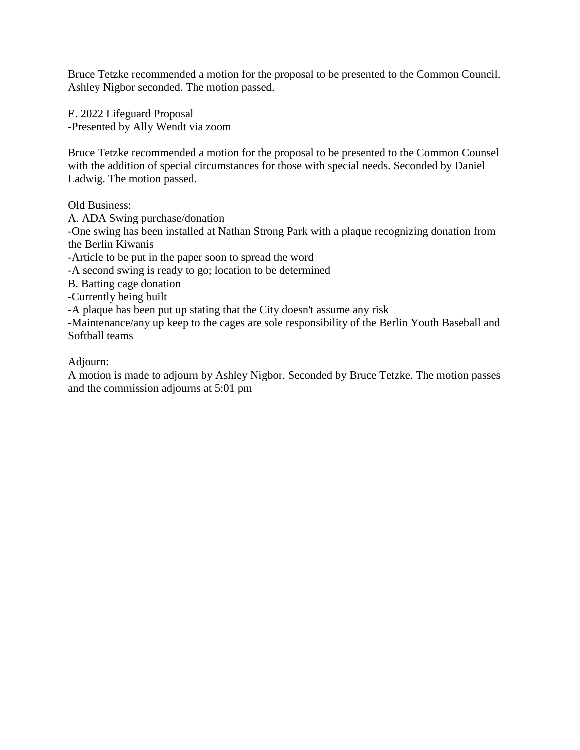Bruce Tetzke recommended a motion for the proposal to be presented to the Common Council. Ashley Nigbor seconded. The motion passed.

E. 2022 Lifeguard Proposal
-Presented by Ally Wendt via zoom

Bruce Tetzke recommended a motion for the proposal to be presented to the Common Counsel with the addition of special circumstances for those with special needs. Seconded by Daniel Ladwig. The motion passed.

Old Business:
A. ADA Swing purchase/donation
-One swing has been installed at Nathan Strong Park with a plaque recognizing donation from the Berlin Kiwanis
-Article to be put in the paper soon to spread the word
-A second swing is ready to go; location to be determined
B. Batting cage donation
-Currently being built
-A plaque has been put up stating that the City doesn't assume any risk
-Maintenance/any up keep to the cages are sole responsibility of the Berlin Youth Baseball and Softball teams

Adjourn:
A motion is made to adjourn by Ashley Nigbor. Seconded by Bruce Tetzke. The motion passes and the commission adjourns at 5:01 pm